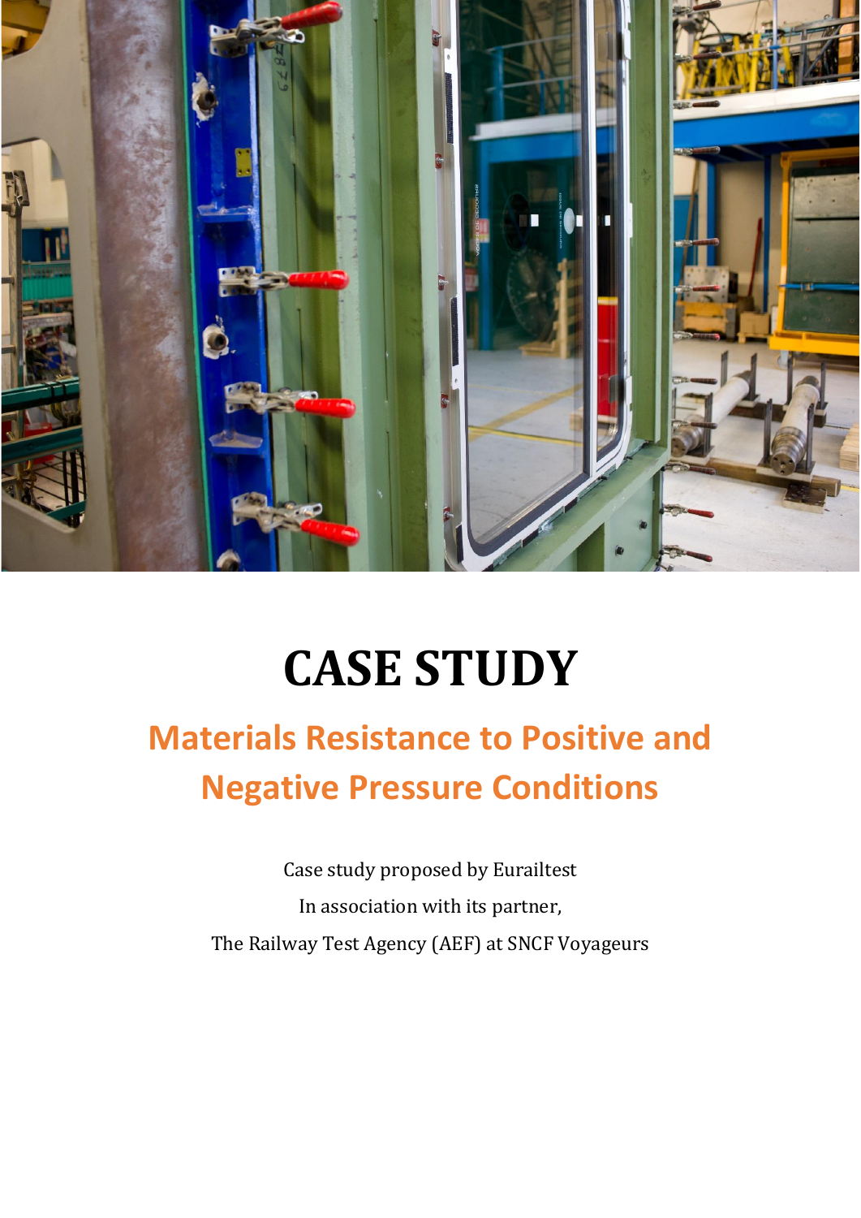# CASE STUDY

## Materials Resistance to Positive and Negative Pressure Conditions

Case study proposed by Eurailtest

In association with its partner,

The Railway Test Agency (AEF) at SNCF Voyageurs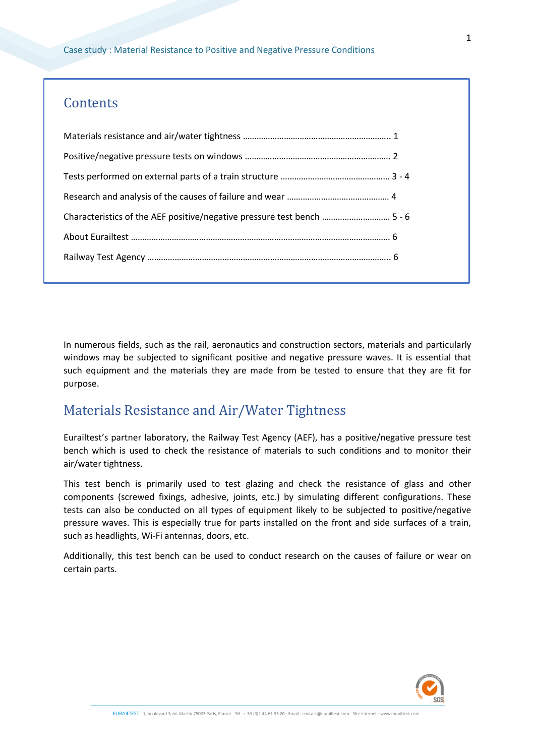## Contents

Materials resistance and air/water tightness ................................................................ 1

Positive/negative pressure tests on windows ............................................................. 2

Tests performed on external parts of a train structure ............................................... 3 - 4

Research and analysis of the causes of failure and wear ............................................ 4

Characteristics of the AEF positive/negative pressure test bench ............................ 5 - 6

About Eurailtest ............................................................................................................ 6

Railway Test Agency ..................................................................................................... 6

In numerous fields, such as the rail, aeronautics and construction sectors, materials and particularly windows may be subjected to significant positive and negative pressure waves. It is essential that such equipment and the materials they are made from be tested to ensure that they are fit for purpose.

## Materials Resistance and Air/Water Tightness

Eurailtest's partner laboratory, the Railway Test Agency (AEF), has a positive/negative pressure test bench which is used to check the resistance of materials to such conditions and to monitor their air/water tightness.

This test bench is primarily used to test glazing and check the resistance of glass and other components (screwed fixings, adhesive, joints, etc.) by simulating different configurations. These tests can also be conducted on all types of equipment likely to be subjected to positive/negative pressure waves. This is especially true for parts installed on the front and side surfaces of a train, such as headlights, Wi-Fi antennas, doors, etc.

Additionally, this test bench can be used to conduct research on the causes of failure or wear on certain parts.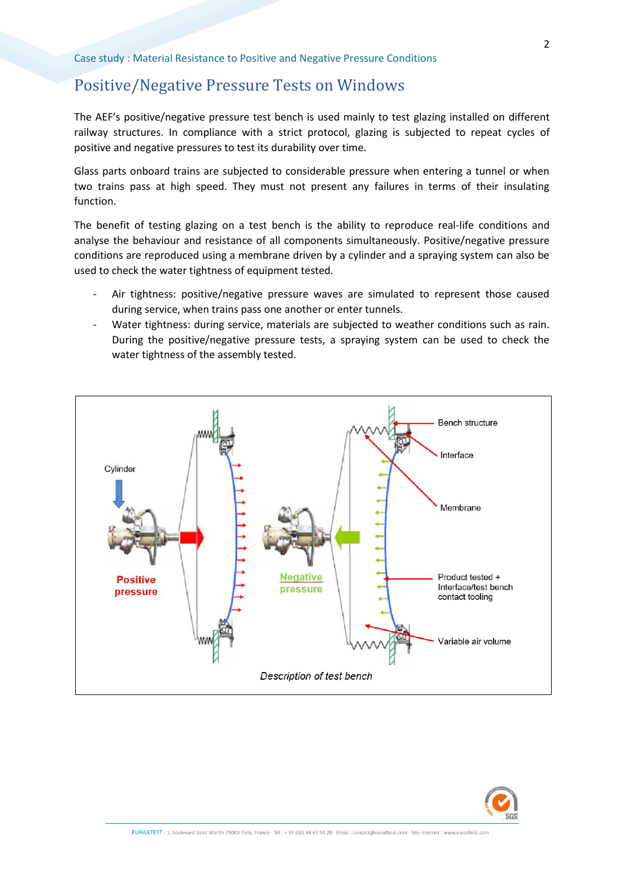## Positive/Negative Pressure Tests on Windows

The AEF's positive/negative pressure test bench is used mainly to test glazing installed on different railway structures. In compliance with a strict protocol, glazing is subjected to repeat cycles of positive and negative pressures to test its durability over time.

Glass parts onboard trains are subjected to considerable pressure when entering a tunnel or when two trains pass at high speed. They must not present any failures in terms of their insulating function.

The benefit of testing glazing on a test bench is the ability to reproduce real-life conditions and analyse the behaviour and resistance of all components simultaneously. Positive/negative pressure conditions are reproduced using a membrane driven by a cylinder and a spraying system can also be used to check the water tightness of equipment tested.

- Air tightness: positive/negative pressure waves are simulated to represent those caused during service, when trains pass one another or enter tunnels.
- Water tightness: during service, materials are subjected to weather conditions such as rain. During the positive/negative pressure tests, a spraying system can be used to check the water tightness of the assembly tested.

*Description of test bench*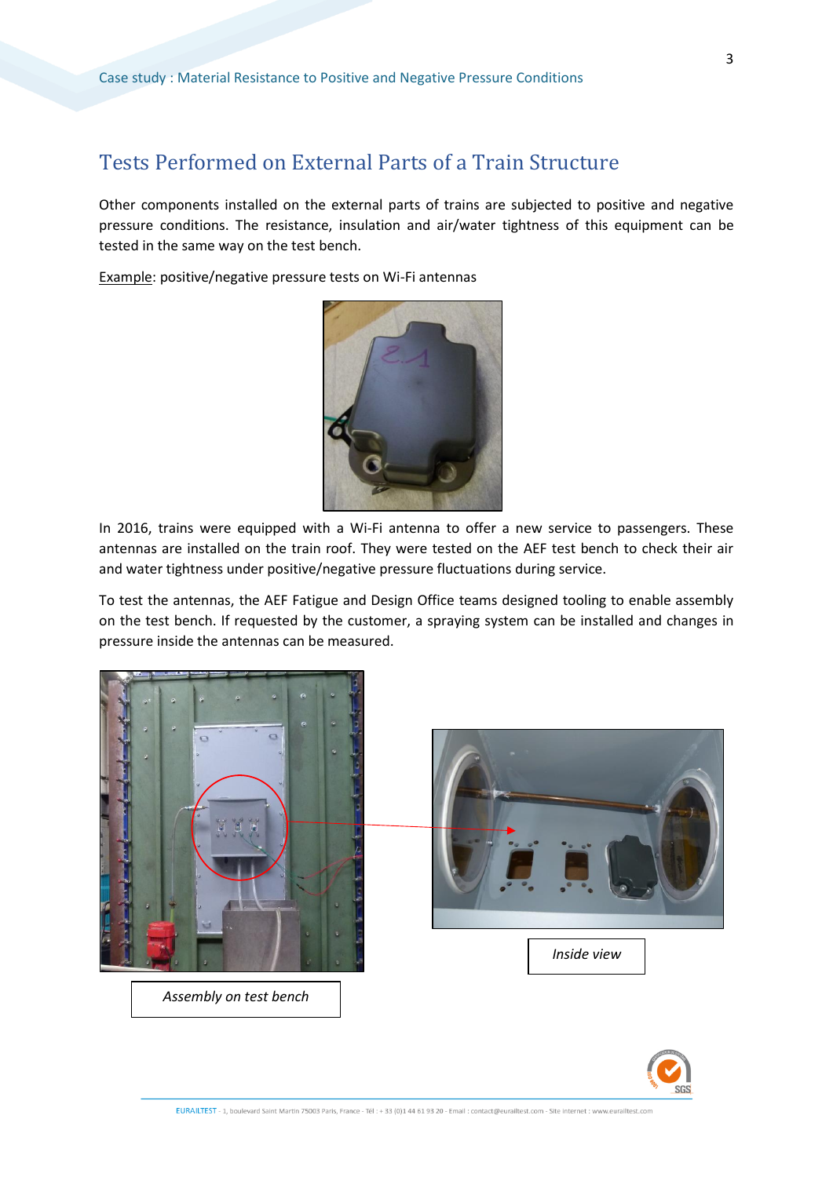## Tests Performed on External Parts of a Train Structure

Other components installed on the external parts of trains are subjected to positive and negative pressure conditions. The resistance, insulation and air/water tightness of this equipment can be tested in the same way on the test bench.

Example: positive/negative pressure tests on Wi-Fi antennas

In 2016, trains were equipped with a Wi-Fi antenna to offer a new service to passengers. These antennas are installed on the train roof. They were tested on the AEF test bench to check their air and water tightness under positive/negative pressure fluctuations during service.

To test the antennas, the AEF Fatigue and Design Office teams designed tooling to enable assembly on the test bench. If requested by the customer, a spraying system can be installed and changes in pressure inside the antennas can be measured.

*Inside view*

*Assembly on test bench*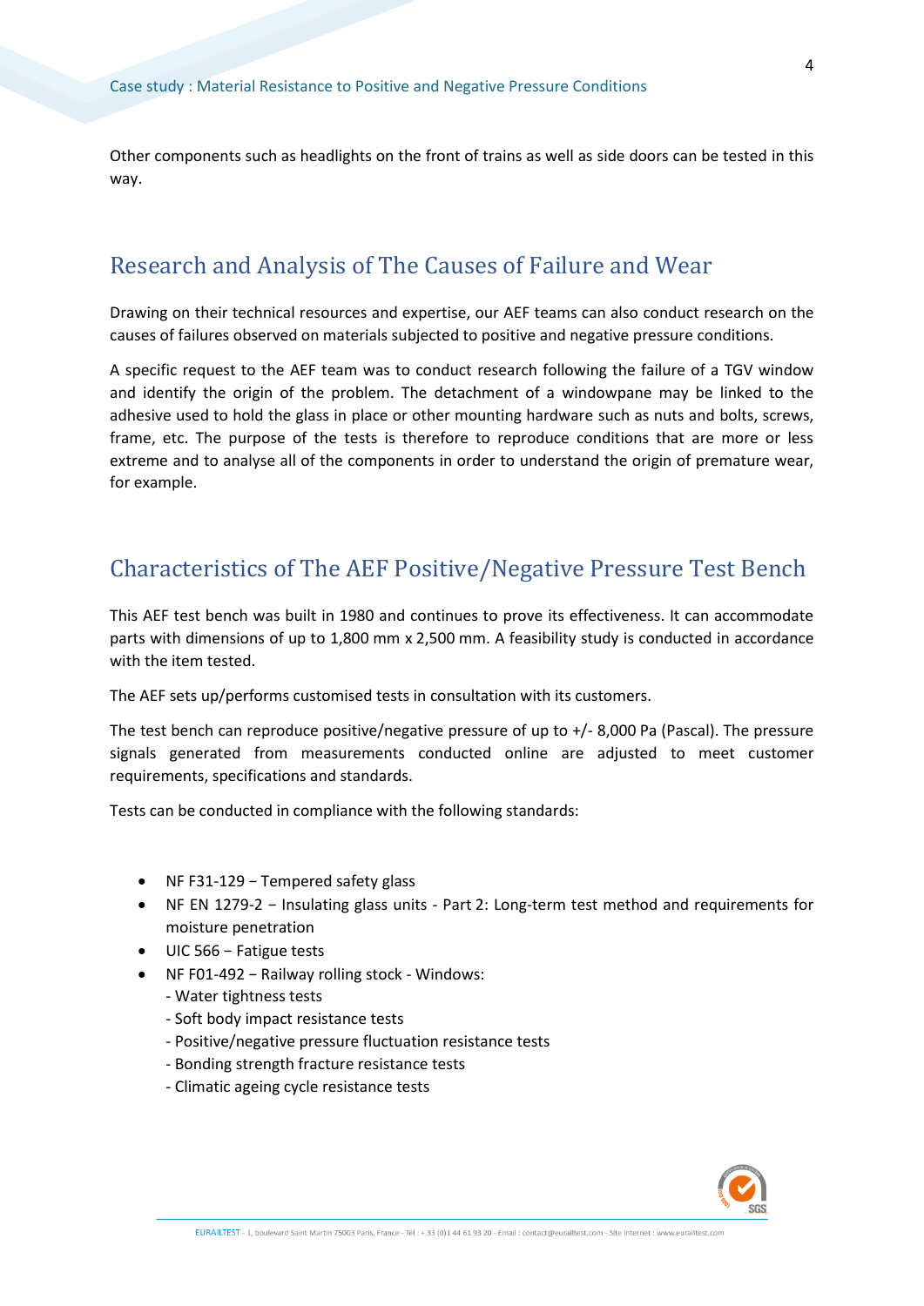Other components such as headlights on the front of trains as well as side doors can be tested in this way.

## Research and Analysis of The Causes of Failure and Wear

Drawing on their technical resources and expertise, our AEF teams can also conduct research on the causes of failures observed on materials subjected to positive and negative pressure conditions.

A specific request to the AEF team was to conduct research following the failure of a TGV window and identify the origin of the problem. The detachment of a windowpane may be linked to the adhesive used to hold the glass in place or other mounting hardware such as nuts and bolts, screws, frame, etc. The purpose of the tests is therefore to reproduce conditions that are more or less extreme and to analyse all of the components in order to understand the origin of premature wear, for example.

## Characteristics of The AEF Positive/Negative Pressure Test Bench

This AEF test bench was built in 1980 and continues to prove its effectiveness. It can accommodate parts with dimensions of up to 1,800 mm x 2,500 mm. A feasibility study is conducted in accordance with the item tested.

The AEF sets up/performs customised tests in consultation with its customers.

The test bench can reproduce positive/negative pressure of up to +/- 8,000 Pa (Pascal). The pressure signals generated from measurements conducted online are adjusted to meet customer requirements, specifications and standards.

Tests can be conducted in compliance with the following standards:

- NF F31-129 – Tempered safety glass
- NF EN 1279-2 – Insulating glass units - Part 2: Long-term test method and requirements for moisture penetration
- UIC 566 – Fatigue tests
- NF F01-492 – Railway rolling stock - Windows:
  - Water tightness tests
  - Soft body impact resistance tests
  - Positive/negative pressure fluctuation resistance tests
  - Bonding strength fracture resistance tests
  - Climatic ageing cycle resistance tests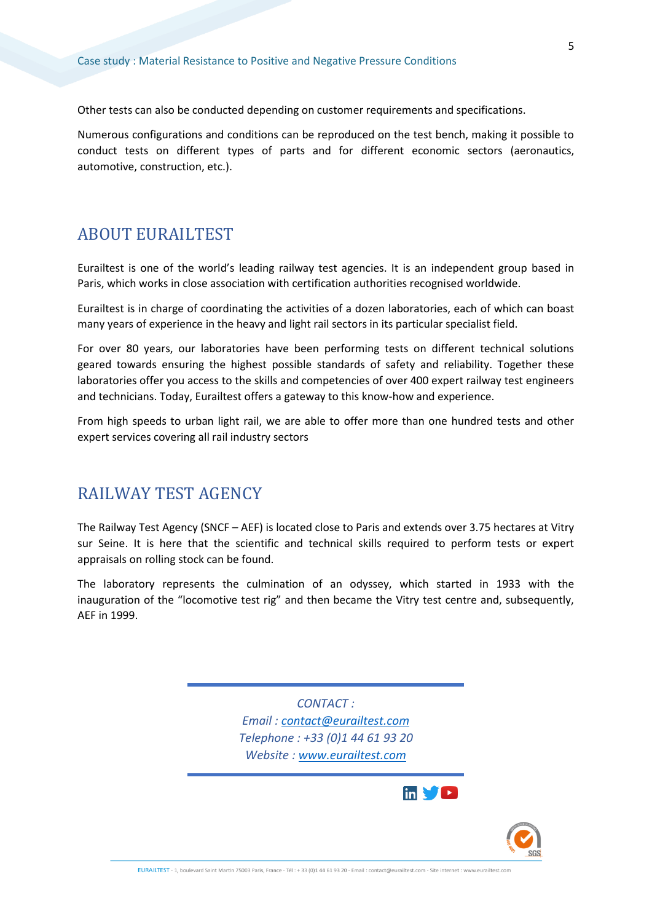Other tests can also be conducted depending on customer requirements and specifications.

Numerous configurations and conditions can be reproduced on the test bench, making it possible to conduct tests on different types of parts and for different economic sectors (aeronautics, automotive, construction, etc.).

## ABOUT EURAILTEST

Eurailtest is one of the world's leading railway test agencies. It is an independent group based in Paris, which works in close association with certification authorities recognised worldwide.

Eurailtest is in charge of coordinating the activities of a dozen laboratories, each of which can boast many years of experience in the heavy and light rail sectors in its particular specialist field.

For over 80 years, our laboratories have been performing tests on different technical solutions geared towards ensuring the highest possible standards of safety and reliability. Together these laboratories offer you access to the skills and competencies of over 400 expert railway test engineers and technicians. Today, Eurailtest offers a gateway to this know-how and experience.

From high speeds to urban light rail, we are able to offer more than one hundred tests and other expert services covering all rail industry sectors

## RAILWAY TEST AGENCY

The Railway Test Agency (SNCF – AEF) is located close to Paris and extends over 3.75 hectares at Vitry sur Seine. It is here that the scientific and technical skills required to perform tests or expert appraisals on rolling stock can be found.

The laboratory represents the culmination of an odyssey, which started in 1933 with the inauguration of the "locomotive test rig" and then became the Vitry test centre and, subsequently, AEF in 1999.

*CONTACT :*
*Email : contact@eurailtest.com*
*Telephone : +33 (0)1 44 61 93 20*
*Website : www.eurailtest.com*

EURAILTEST - 1, boulevard Saint Martin 75003 Paris, France - Tél : + 33 (0)1 44 61 93 20 - Email : contact@eurailtest.com - Site internet : www.eurailtest.com